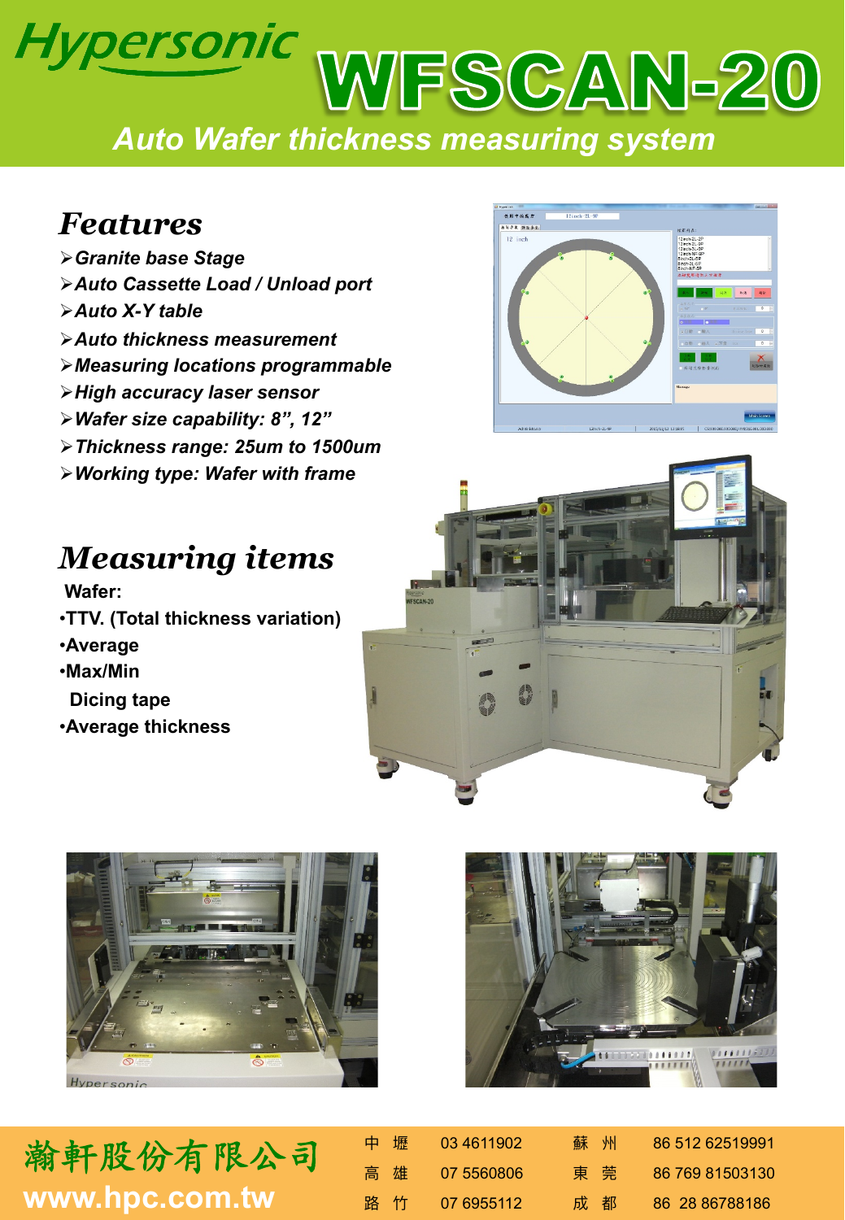# Hypersonic WFSCAN-20

## Auto Wafer thickness measuring system

## Features

- ➢*Granite base Stage*
- ➢*Auto Cassette Load / Unload port*
- ➢*Auto X-Y table*
- ➢*Auto thickness measurement*
- ➢*Measuring locations programmable*
- ➢*High accuracy laser sensor*
- ➢*Wafer size capability: 8", 12"*
- ➢*Thickness range: 25um to 1500um*
- ➢*Working type: Wafer with frame*

## Measuring items

**Wafer:**

- **TTV. (Total thickness variation)**
- **Average**
- **Max/Min**

**Dicing tape**

- **Average thickness**

瀚軒股份有限公司

www.hpc.com.tw

| | | | |
|---|---|---|---|
| 中 壢 | 03 4611902 | 蘇 州 | 86 512 62519991 |
| 高 雄 | 07 5560806 | 東 莞 | 86 769 81503130 |
| 路 竹 | 07 6955112 | 成 都 | 86 28 86788186 |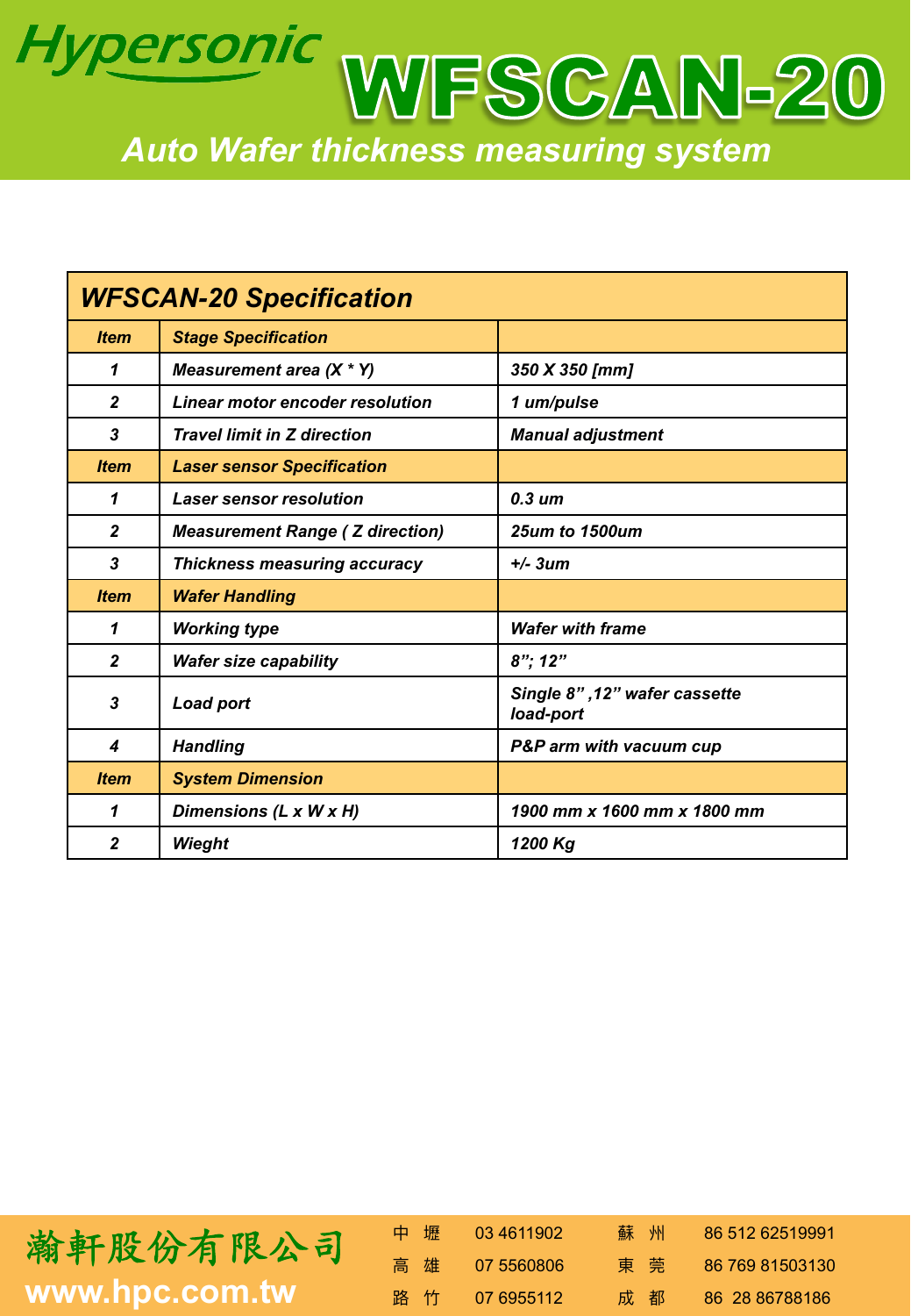Hypersonic

# WFSCAN-20

## Auto Wafer thickness measuring system

| WFSCAN-20 Specification | | |
|---|---|---|
| Item | Stage Specification | |
| 1 | Measurement area (X * Y) | 350 X 350 [mm] |
| 2 | Linear motor encoder resolution | 1 um/pulse |
| 3 | Travel limit in Z direction | Manual adjustment |
| Item | Laser sensor Specification | |
| 1 | Laser sensor resolution | 0.3 um |
| 2 | Measurement Range ( Z direction) | 25um to 1500um |
| 3 | Thickness measuring accuracy | +/- 3um |
| Item | Wafer Handling | |
| 1 | Working type | Wafer with frame |
| 2 | Wafer size capability | 8”; 12” |
| 3 | Load port | Single 8” ,12” wafer cassette load-port |
| 4 | Handling | P&P arm with vacuum cup |
| Item | System Dimension | |
| 1 | Dimensions (L x W x H) | 1900 mm x 1600 mm x 1800 mm |
| 2 | Wieght | 1200 Kg |

瀚軒股份有限公司
www.hpc.com.tw

| | | | |
|---|---|---|---|
| 中 壢 | 03 4611902 | 蘇 州 | 86 512 62519991 |
| 高 雄 | 07 5560806 | 東 莞 | 86 769 81503130 |
| 路 竹 | 07 6955112 | 成 都 | 86 28 86788186 |